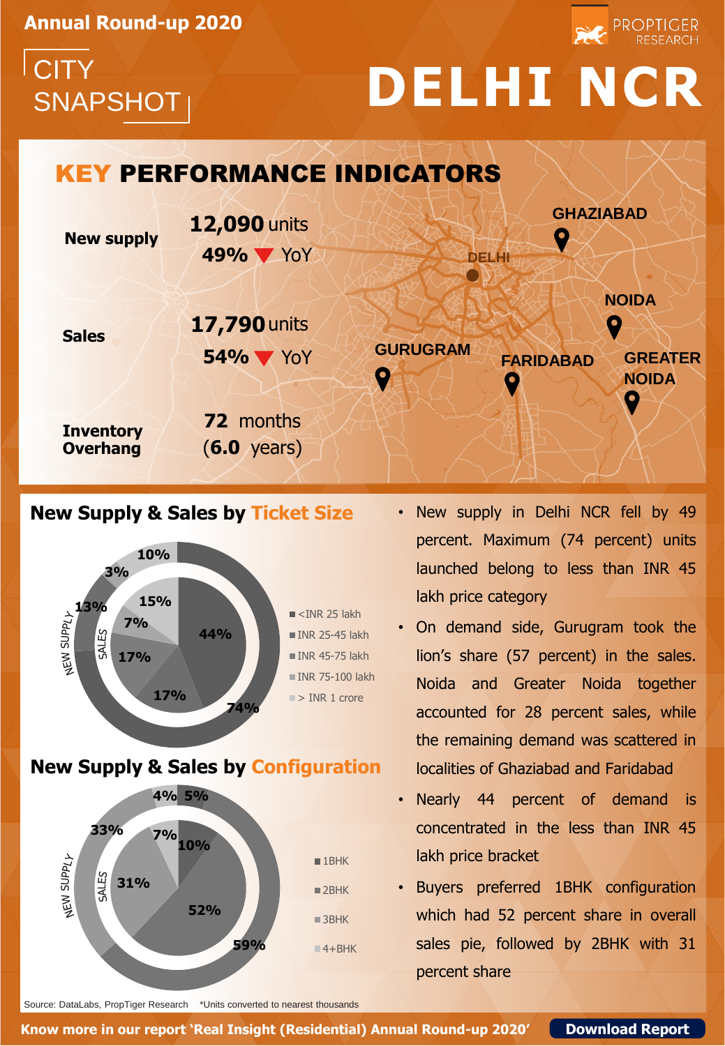Annual Round-up 2020

PROPTIGER RESEARCH

# CITY SNAPSHOT DELHI NCR

## KEY PERFORMANCE INDICATORS

**New supply** — **12,090** units, **49%** ▼ YoY

**Sales** — **17,790** units, **54%** ▼ YoY

**Inventory Overhang** — **72** months (**6.0** years)

GHAZIABAD, DELHI, NOIDA, GURUGRAM, FARIDABAD, GREATER NOIDA

## New Supply & Sales by Ticket Size

| Ticket Size | New Supply | Sales |
|---|---|---|
| <INR 25 lakh | 74% | 44% |
| INR 25-45 lakh | 13% | 17% |
| INR 45-75 lakh | 3% | 17% |
| INR 75-100 lakh | 10% | 7% |
| > INR 1 crore | | 15% |

## New Supply & Sales by Configuration

| Configuration | New Supply | Sales |
|---|---|---|
| 1BHK | 59% | 52% |
| 2BHK | 33% | 31% |
| 3BHK | 5% | 10% |
| 4+BHK | 4% | 7% |

- New supply in Delhi NCR fell by 49 percent. Maximum (74 percent) units launched belong to less than INR 45 lakh price category
- On demand side, Gurugram took the lion's share (57 percent) in the sales. Noida and Greater Noida together accounted for 28 percent sales, while the remaining demand was scattered in localities of Ghaziabad and Faridabad
- Nearly 44 percent of demand is concentrated in the less than INR 45 lakh price bracket
- Buyers preferred 1BHK configuration which had 52 percent share in overall sales pie, followed by 2BHK with 31 percent share

Source: DataLabs, PropTiger Research *Units converted to nearest thousands

**Know more in our report 'Real Insight (Residential) Annual Round-up 2020'** **Download Report**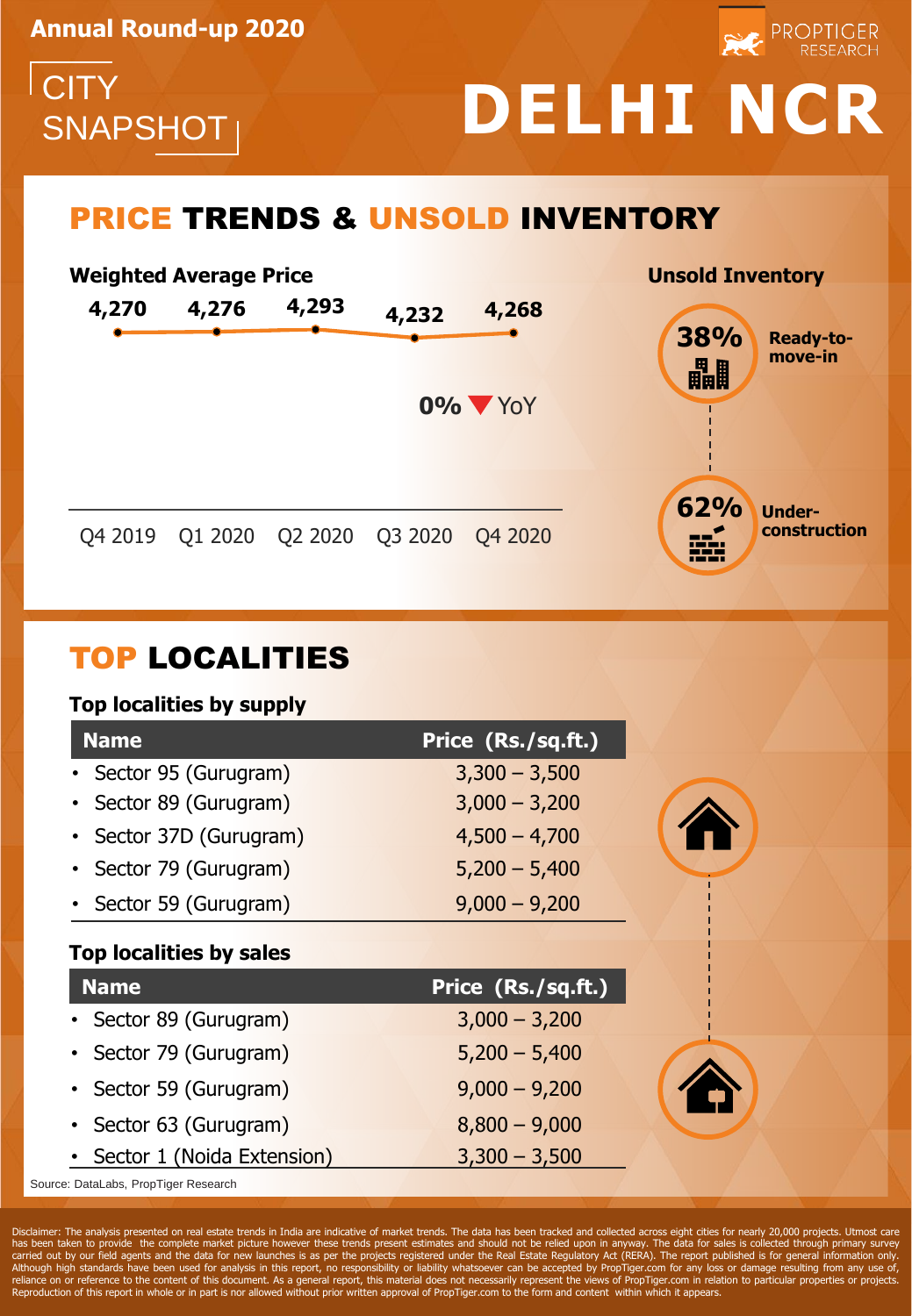Annual Round-up 2020

CITY SNAPSHOT

PROPTIGER RESEARCH

# DELHI NCR

## PRICE TRENDS & UNSOLD INVENTORY

### Weighted Average Price

4,270
4,276
4,293
4,232
4,268

0% YoY

Q4 2019
Q1 2020
Q2 2020
Q3 2020
Q4 2020

### Unsold Inventory

**38%** Ready-to-move-in

**62%** Under-construction

## TOP LOCALITIES

### Top localities by supply

| Name | Price (Rs./sq.ft.) |
|---|---|
| Sector 95 (Gurugram) | 3,300 – 3,500 |
| Sector 89 (Gurugram) | 3,000 – 3,200 |
| Sector 37D (Gurugram) | 4,500 – 4,700 |
| Sector 79 (Gurugram) | 5,200 – 5,400 |
| Sector 59 (Gurugram) | 9,000 – 9,200 |

### Top localities by sales

| Name | Price (Rs./sq.ft.) |
|---|---|
| Sector 89 (Gurugram) | 3,000 – 3,200 |
| Sector 79 (Gurugram) | 5,200 – 5,400 |
| Sector 59 (Gurugram) | 9,000 – 9,200 |
| Sector 63 (Gurugram) | 8,800 – 9,000 |
| Sector 1 (Noida Extension) | 3,300 – 3,500 |

Source: DataLabs, PropTiger Research

Disclaimer: The analysis presented on real estate trends in India are indicative of market trends. The data has been tracked and collected across eight cities for nearly 20,000 projects. Utmost care has been taken to provide the complete market picture however these trends present estimates and should not be relied upon in anyway. The data for sales is collected through primary survey carried out by our field agents and the data for new launches is as per the projects registered under the Real Estate Regulatory Act (RERA). The report published is for general information only. Although high standards have been used for analysis in this report, no responsibility or liability whatsoever can be accepted by PropTiger.com for any loss or damage resulting from any use of, reliance on or reference to the content of this document. As a general report, this material does not necessarily represent the views of PropTiger.com in relation to particular properties or projects. Reproduction of this report in whole or in part is nor allowed without prior written approval of PropTiger.com to the form and content within which it appears.